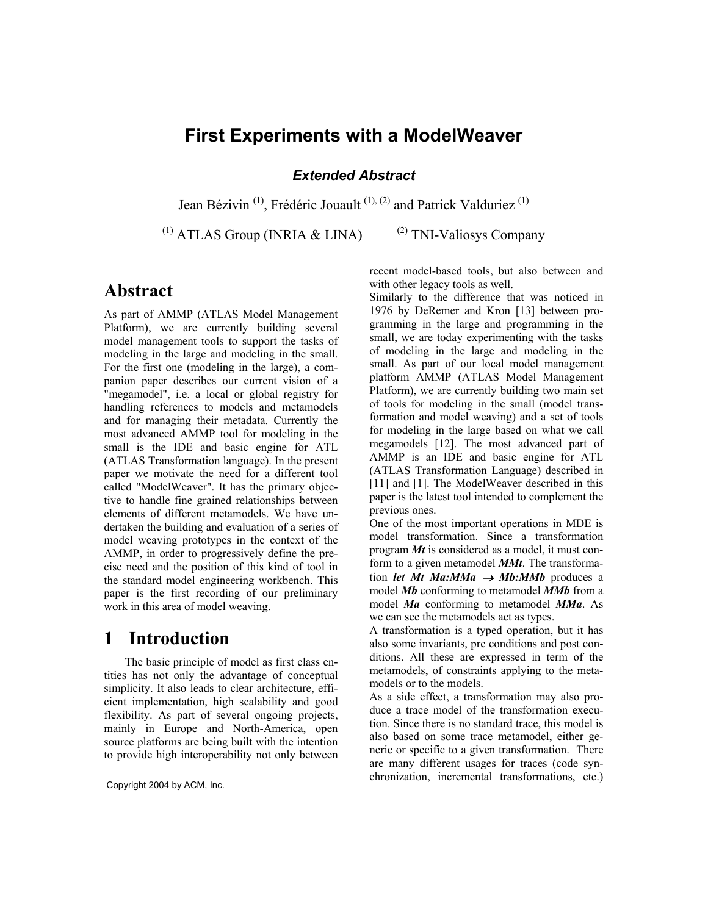# First Experiments with a ModelWeaver

***Extended Abstract***

Jean Bézivin [(1)], Frédéric Jouault [(1), (2)] and Patrick Valduriez [(1)]

[(1)] ATLAS Group (INRIA & LINA) [(2)] TNI-Valiosys Company

## Abstract

As part of AMMP (ATLAS Model Management Platform), we are currently building several model management tools to support the tasks of modeling in the large and modeling in the small. For the first one (modeling in the large), a companion paper describes our current vision of a "megamodel", i.e. a local or global registry for handling references to models and metamodels and for managing their metadata. Currently the most advanced AMMP tool for modeling in the small is the IDE and basic engine for ATL (ATLAS Transformation language). In the present paper we motivate the need for a different tool called "ModelWeaver". It has the primary objective to handle fine grained relationships between elements of different metamodels. We have undertaken the building and evaluation of a series of model weaving prototypes in the context of the AMMP, in order to progressively define the precise need and the position of this kind of tool in the standard model engineering workbench. This paper is the first recording of our preliminary work in this area of model weaving.

## 1 Introduction

The basic principle of model as first class entities has not only the advantage of conceptual simplicity. It also leads to clear architecture, efficient implementation, high scalability and good flexibility. As part of several ongoing projects, mainly in Europe and North-America, open source platforms are being built with the intention to provide high interoperability not only between recent model-based tools, but also between and with other legacy tools as well.

Similarly to the difference that was noticed in 1976 by DeRemer and Kron [13] between programming in the large and programming in the small, we are today experimenting with the tasks of modeling in the large and modeling in the small. As part of our local model management platform AMMP (ATLAS Model Management Platform), we are currently building two main set of tools for modeling in the small (model transformation and model weaving) and a set of tools for modeling in the large based on what we call megamodels [12]. The most advanced part of AMMP is an IDE and basic engine for ATL (ATLAS Transformation Language) described in [11] and [1]. The ModelWeaver described in this paper is the latest tool intended to complement the previous ones.

One of the most important operations in MDE is model transformation. Since a transformation program ***Mt*** is considered as a model, it must conform to a given metamodel ***MMt***. The transformation ***let Mt Ma:MMa*** $\rightarrow$ ***Mb:MMb*** produces a model ***Mb*** conforming to metamodel ***MMb*** from a model ***Ma*** conforming to metamodel ***MMa***. As we can see the metamodels act as types.

A transformation is a typed operation, but it has also some invariants, pre conditions and post conditions. All these are expressed in term of the metamodels, of constraints applying to the metamodels or to the models.

As a side effect, a transformation may also produce a trace model of the transformation execution. Since there is no standard trace, this model is also based on some trace metamodel, either generic or specific to a given transformation. There are many different usages for traces (code synchronization, incremental transformations, etc.)

Copyright 2004 by ACM, Inc.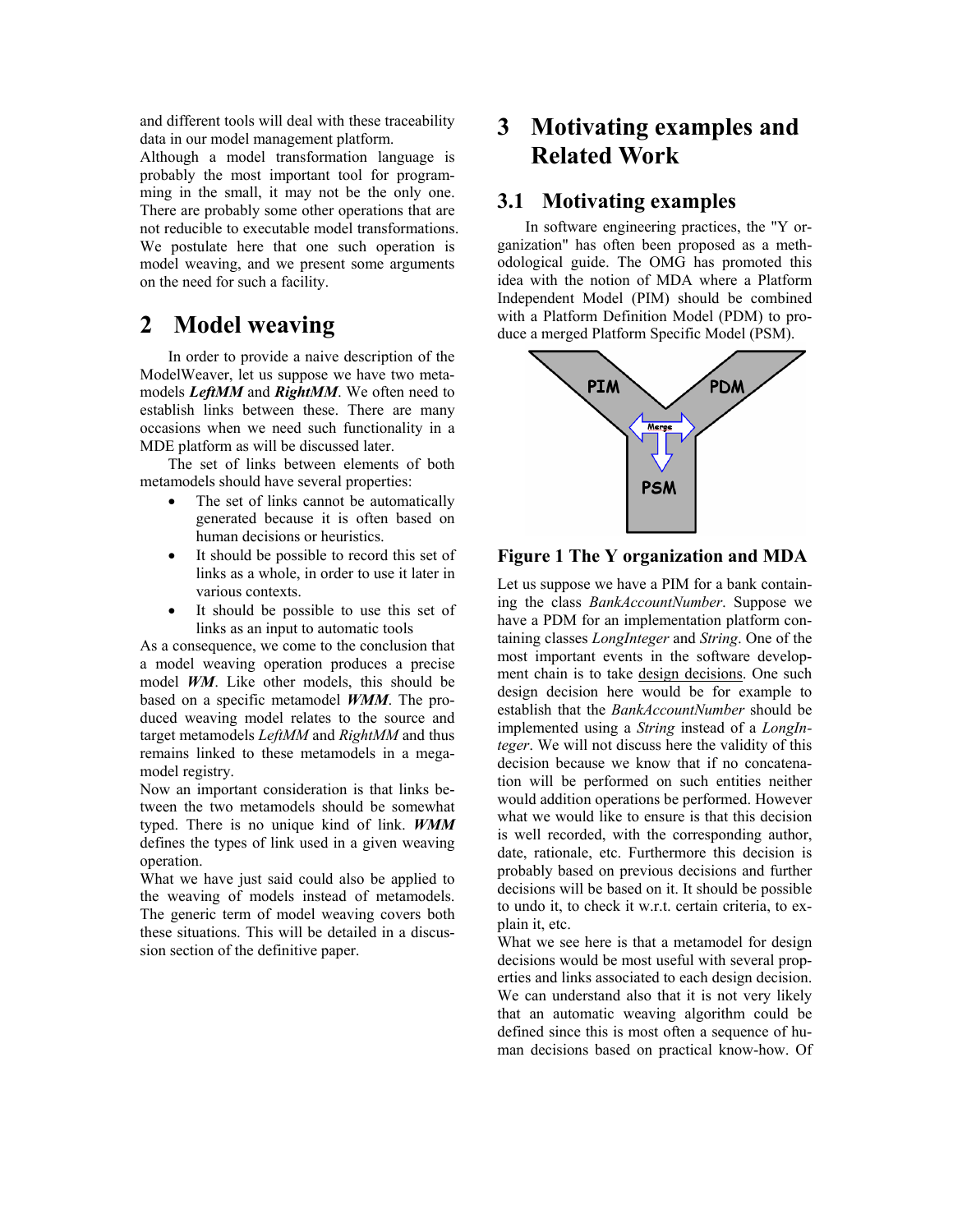and different tools will deal with these traceability data in our model management platform.

Although a model transformation language is probably the most important tool for programming in the small, it may not be the only one. There are probably some other operations that are not reducible to executable model transformations. We postulate here that one such operation is model weaving, and we present some arguments on the need for such a facility.

# 2 Model weaving

In order to provide a naive description of the ModelWeaver, let us suppose we have two metamodels ***LeftMM*** and ***RightMM***. We often need to establish links between these. There are many occasions when we need such functionality in a MDE platform as will be discussed later.

The set of links between elements of both metamodels should have several properties:

- The set of links cannot be automatically generated because it is often based on human decisions or heuristics.
- It should be possible to record this set of links as a whole, in order to use it later in various contexts.
- It should be possible to use this set of links as an input to automatic tools

As a consequence, we come to the conclusion that a model weaving operation produces a precise model ***WM***. Like other models, this should be based on a specific metamodel ***WMM***. The produced weaving model relates to the source and target metamodels *LeftMM* and *RightMM* and thus remains linked to these metamodels in a megamodel registry.

Now an important consideration is that links between the two metamodels should be somewhat typed. There is no unique kind of link. ***WMM*** defines the types of link used in a given weaving operation.

What we have just said could also be applied to the weaving of models instead of metamodels. The generic term of model weaving covers both these situations. This will be detailed in a discussion section of the definitive paper.

# 3 Motivating examples and Related Work

## 3.1 Motivating examples

In software engineering practices, the "Y organization" has often been proposed as a methodological guide. The OMG has promoted this idea with the notion of MDA where a Platform Independent Model (PIM) should be combined with a Platform Definition Model (PDM) to produce a merged Platform Specific Model (PSM).

**Figure 1 The Y organization and MDA**

Let us suppose we have a PIM for a bank containing the class *BankAccountNumber*. Suppose we have a PDM for an implementation platform containing classes *LongInteger* and *String*. One of the most important events in the software development chain is to take design decisions. One such design decision here would be for example to establish that the *BankAccountNumber* should be implemented using a *String* instead of a *LongInteger*. We will not discuss here the validity of this decision because we know that if no concatenation will be performed on such entities neither would addition operations be performed. However what we would like to ensure is that this decision is well recorded, with the corresponding author, date, rationale, etc. Furthermore this decision is probably based on previous decisions and further decisions will be based on it. It should be possible to undo it, to check it w.r.t. certain criteria, to explain it, etc.

What we see here is that a metamodel for design decisions would be most useful with several properties and links associated to each design decision. We can understand also that it is not very likely that an automatic weaving algorithm could be defined since this is most often a sequence of human decisions based on practical know-how. Of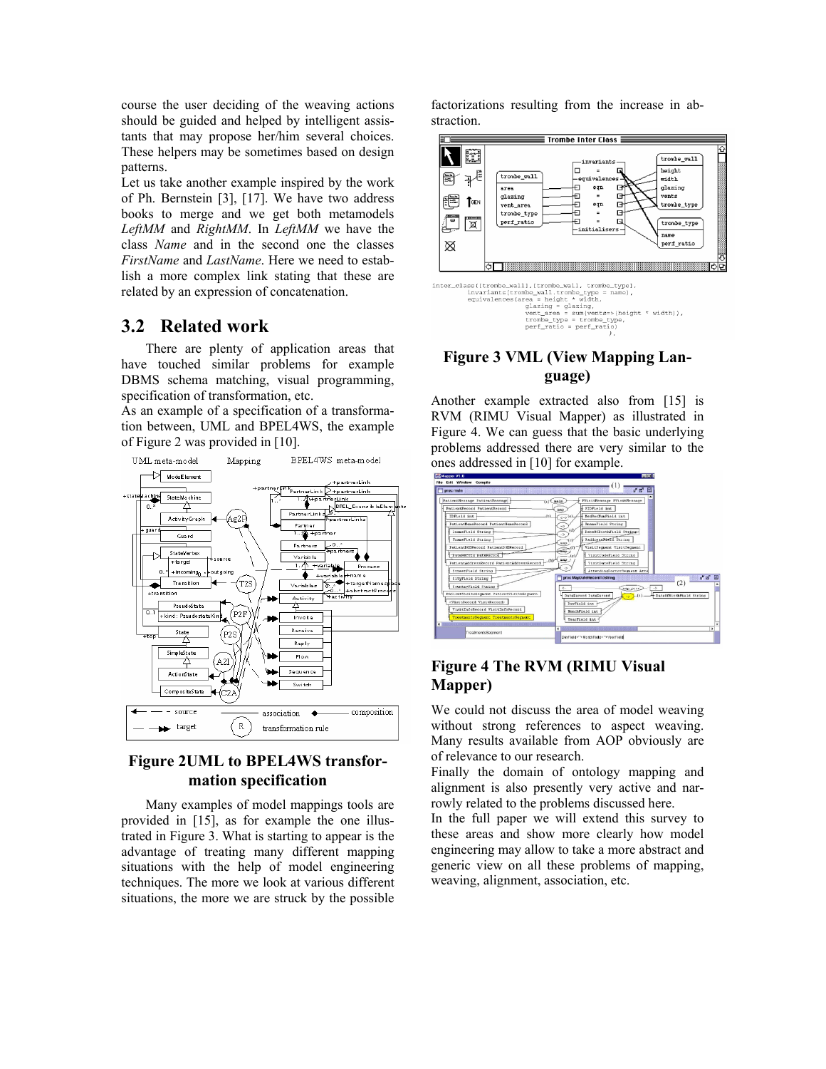course the user deciding of the weaving actions should be guided and helped by intelligent assistants that may propose her/him several choices. These helpers may be sometimes based on design patterns.

Let us take another example inspired by the work of Ph. Bernstein [3], [17]. We have two address books to merge and we get both metamodels *LeftMM* and *RightMM*. In *LeftMM* we have the class *Name* and in the second one the classes *FirstName* and *LastName*. Here we need to establish a more complex link stating that these are related by an expression of concatenation.

## 3.2 Related work

There are plenty of application areas that have touched similar problems for example DBMS schema matching, visual programming, specification of transformation, etc.

As an example of a specification of a transformation between, UML and BPEL4WS, the example of Figure 2 was provided in [10].

**Figure 2 UML to BPEL4WS transformation specification**

Many examples of model mappings tools are provided in [15], as for example the one illustrated in Figure 3. What is starting to appear is the advantage of treating many different mapping situations with the help of model engineering techniques. The more we look at various different situations, the more we are struck by the possible factorizations resulting from the increase in abstraction.

**Figure 3 VML (View Mapping Language)**

Another example extracted also from [15] is RVM (RIMU Visual Mapper) as illustrated in Figure 4. We can guess that the basic underlying problems addressed there are very similar to the ones addressed in [10] for example.

**Figure 4 The RVM (RIMU Visual Mapper)**

We could not discuss the area of model weaving without strong references to aspect weaving. Many results available from AOP obviously are of relevance to our research.

Finally the domain of ontology mapping and alignment is also presently very active and narrowly related to the problems discussed here.

In the full paper we will extend this survey to these areas and show more clearly how model engineering may allow to take a more abstract and generic view on all these problems of mapping, weaving, alignment, association, etc.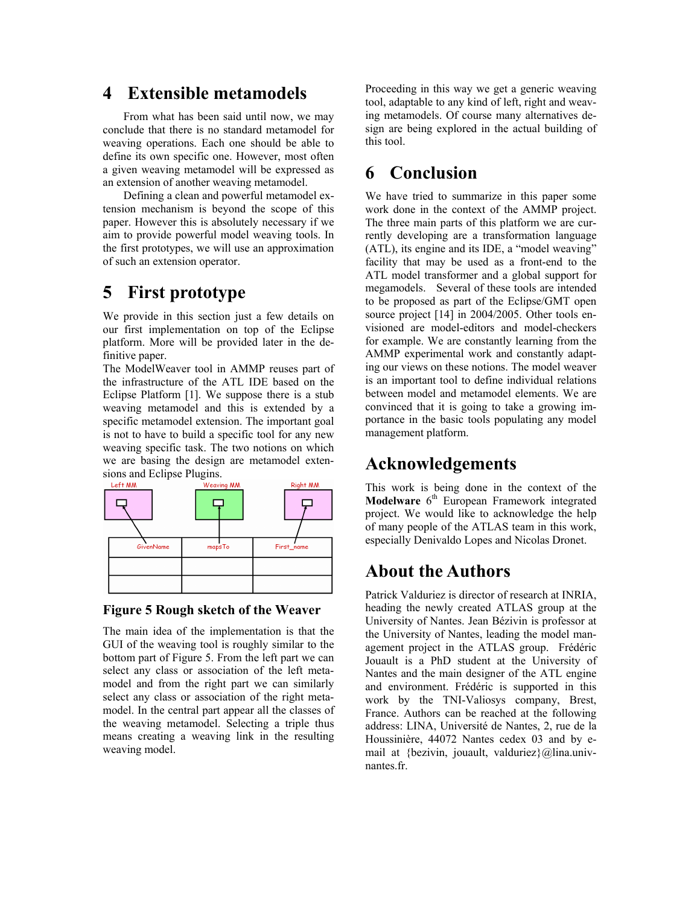# 4 Extensible metamodels

From what has been said until now, we may conclude that there is no standard metamodel for weaving operations. Each one should be able to define its own specific one. However, most often a given weaving metamodel will be expressed as an extension of another weaving metamodel.

Defining a clean and powerful metamodel extension mechanism is beyond the scope of this paper. However this is absolutely necessary if we aim to provide powerful model weaving tools. In the first prototypes, we will use an approximation of such an extension operator.

# 5 First prototype

We provide in this section just a few details on our first implementation on top of the Eclipse platform. More will be provided later in the definitive paper.

The ModelWeaver tool in AMMP reuses part of the infrastructure of the ATL IDE based on the Eclipse Platform [1]. We suppose there is a stub weaving metamodel and this is extended by a specific metamodel extension. The important goal is not to have to build a specific tool for any new weaving specific task. The two notions on which we are basing the design are metamodel extensions and Eclipse Plugins.

| GivenName | mapsTo | First_name |
| --- | --- | --- |
| | | |
| | | |

**Figure 5 Rough sketch of the Weaver**

The main idea of the implementation is that the GUI of the weaving tool is roughly similar to the bottom part of Figure 5. From the left part we can select any class or association of the left metamodel and from the right part we can similarly select any class or association of the right metamodel. In the central part appear all the classes of the weaving metamodel. Selecting a triple thus means creating a weaving link in the resulting weaving model.

Proceeding in this way we get a generic weaving tool, adaptable to any kind of left, right and weaving metamodels. Of course many alternatives design are being explored in the actual building of this tool.

# 6 Conclusion

We have tried to summarize in this paper some work done in the context of the AMMP project. The three main parts of this platform we are currently developing are a transformation language (ATL), its engine and its IDE, a "model weaving" facility that may be used as a front-end to the ATL model transformer and a global support for megamodels. Several of these tools are intended to be proposed as part of the Eclipse/GMT open source project [14] in 2004/2005. Other tools envisioned are model-editors and model-checkers for example. We are constantly learning from the AMMP experimental work and constantly adapting our views on these notions. The model weaver is an important tool to define individual relations between model and metamodel elements. We are convinced that it is going to take a growing importance in the basic tools populating any model management platform.

# Acknowledgements

This work is being done in the context of the **Modelware** 6th European Framework integrated project. We would like to acknowledge the help of many people of the ATLAS team in this work, especially Denivaldo Lopes and Nicolas Dronet.

# About the Authors

Patrick Valduriez is director of research at INRIA, heading the newly created ATLAS group at the University of Nantes. Jean Bézivin is professor at the University of Nantes, leading the model management project in the ATLAS group. Frédéric Jouault is a PhD student at the University of Nantes and the main designer of the ATL engine and environment. Frédéric is supported in this work by the TNI-Valiosys company, Brest, France. Authors can be reached at the following address: LINA, Université de Nantes, 2, rue de la Houssinière, 44072 Nantes cedex 03 and by e-mail at {bezivin, jouault, valduriez}@lina.univ-nantes.fr.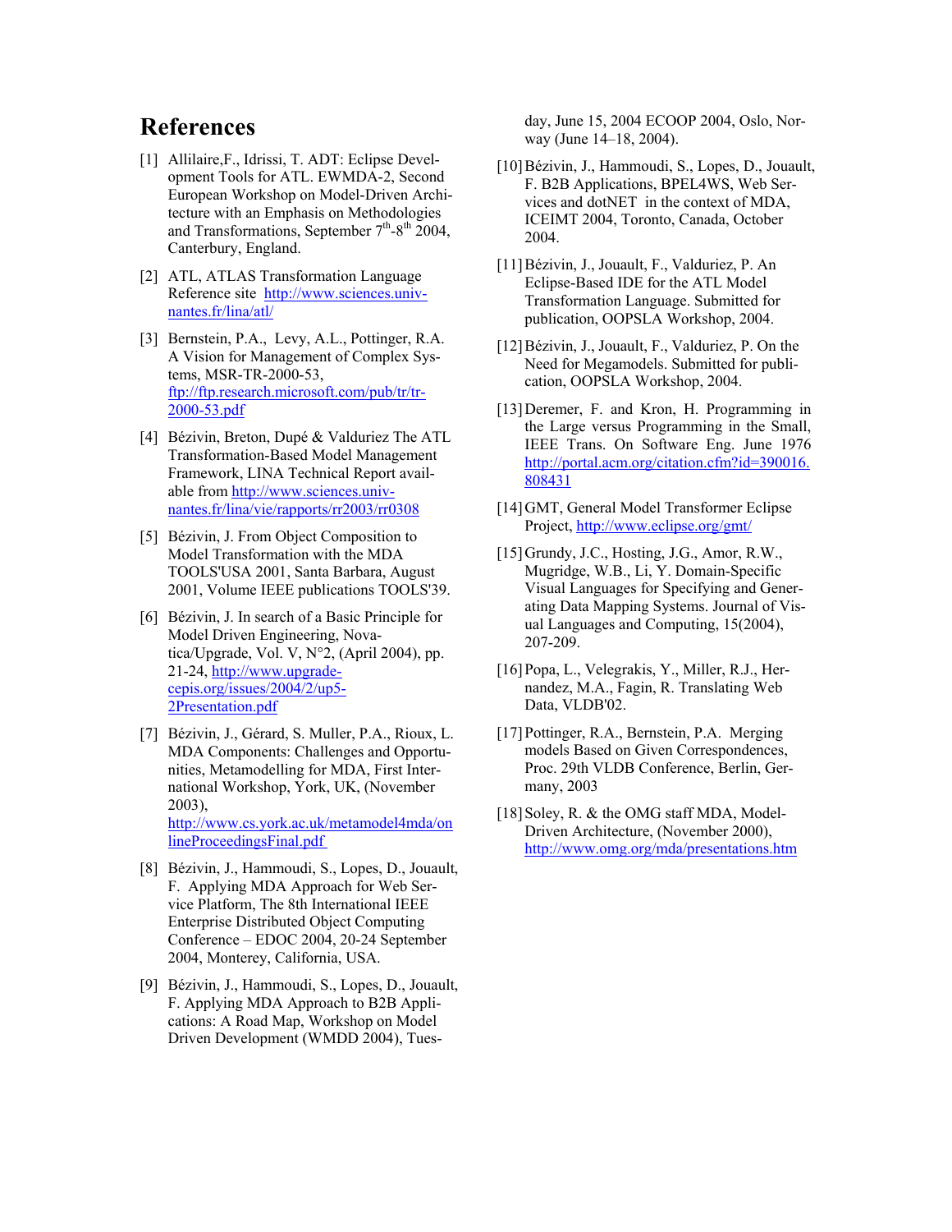## References

[1] Allilaire,F., Idrissi, T. ADT: Eclipse Development Tools for ATL. EWMDA-2, Second European Workshop on Model-Driven Architecture with an Emphasis on Methodologies and Transformations, September 7th-8th 2004, Canterbury, England.

[2] ATL, ATLAS Transformation Language Reference site http://www.sciences.univ-nantes.fr/lina/atl/

[3] Bernstein, P.A., Levy, A.L., Pottinger, R.A. A Vision for Management of Complex Systems, MSR-TR-2000-53, ftp://ftp.research.microsoft.com/pub/tr/tr-2000-53.pdf

[4] Bézivin, Breton, Dupé & Valduriez The ATL Transformation-Based Model Management Framework, LINA Technical Report available from http://www.sciences.univ-nantes.fr/lina/vie/rapports/rr2003/rr0308

[5] Bézivin, J. From Object Composition to Model Transformation with the MDA TOOLS'USA 2001, Santa Barbara, August 2001, Volume IEEE publications TOOLS'39.

[6] Bézivin, J. In search of a Basic Principle for Model Driven Engineering, Novatica/Upgrade, Vol. V, N°2, (April 2004), pp. 21-24, http://www.upgrade-cepis.org/issues/2004/2/up5-2Presentation.pdf

[7] Bézivin, J., Gérard, S. Muller, P.A., Rioux, L. MDA Components: Challenges and Opportunities, Metamodelling for MDA, First International Workshop, York, UK, (November 2003), http://www.cs.york.ac.uk/metamodel4mda/onlineProceedingsFinal.pdf

[8] Bézivin, J., Hammoudi, S., Lopes, D., Jouault, F. Applying MDA Approach for Web Service Platform, The 8th International IEEE Enterprise Distributed Object Computing Conference – EDOC 2004, 20-24 September 2004, Monterey, California, USA.

[9] Bézivin, J., Hammoudi, S., Lopes, D., Jouault, F. Applying MDA Approach to B2B Applications: A Road Map, Workshop on Model Driven Development (WMDD 2004), Tuesday, June 15, 2004 ECOOP 2004, Oslo, Norway (June 14–18, 2004).

[10] Bézivin, J., Hammoudi, S., Lopes, D., Jouault, F. B2B Applications, BPEL4WS, Web Services and dotNET in the context of MDA, ICEIMT 2004, Toronto, Canada, October 2004.

[11] Bézivin, J., Jouault, F., Valduriez, P. An Eclipse-Based IDE for the ATL Model Transformation Language. Submitted for publication, OOPSLA Workshop, 2004.

[12] Bézivin, J., Jouault, F., Valduriez, P. On the Need for Megamodels. Submitted for publication, OOPSLA Workshop, 2004.

[13] Deremer, F. and Kron, H. Programming in the Large versus Programming in the Small, IEEE Trans. On Software Eng. June 1976 http://portal.acm.org/citation.cfm?id=390016.808431

[14] GMT, General Model Transformer Eclipse Project, http://www.eclipse.org/gmt/

[15] Grundy, J.C., Hosting, J.G., Amor, R.W., Mugridge, W.B., Li, Y. Domain-Specific Visual Languages for Specifying and Generating Data Mapping Systems. Journal of Visual Languages and Computing, 15(2004), 207-209.

[16] Popa, L., Velegrakis, Y., Miller, R.J., Hernandez, M.A., Fagin, R. Translating Web Data, VLDB'02.

[17] Pottinger, R.A., Bernstein, P.A. Merging models Based on Given Correspondences, Proc. 29th VLDB Conference, Berlin, Germany, 2003

[18] Soley, R. & the OMG staff MDA, Model-Driven Architecture, (November 2000), http://www.omg.org/mda/presentations.htm